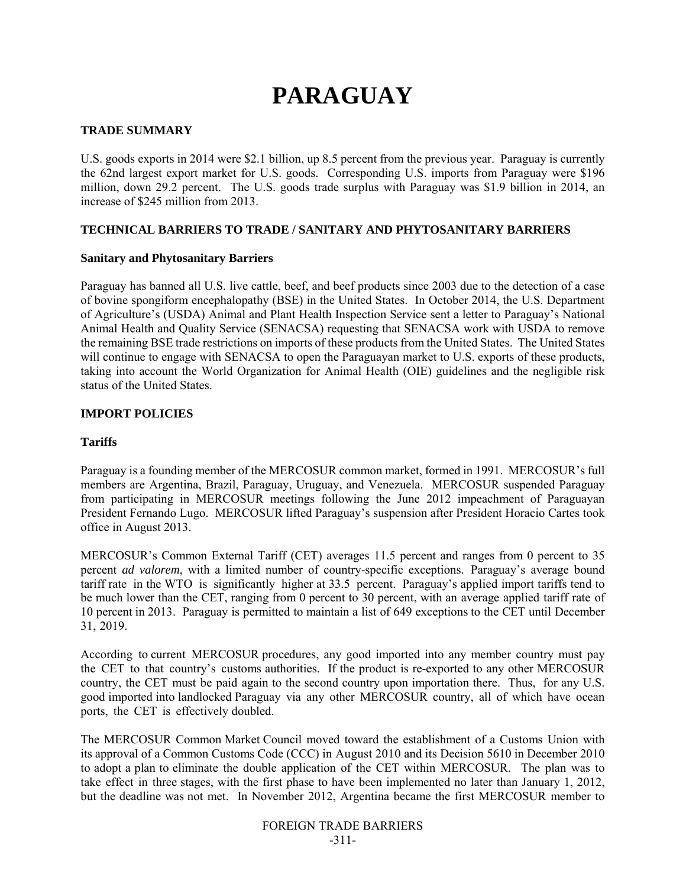# PARAGUAY

## TRADE SUMMARY

U.S. goods exports in 2014 were $2.1 billion, up 8.5 percent from the previous year. Paraguay is currently the 62nd largest export market for U.S. goods. Corresponding U.S. imports from Paraguay were $196 million, down 29.2 percent. The U.S. goods trade surplus with Paraguay was $1.9 billion in 2014, an increase of $245 million from 2013.

## TECHNICAL BARRIERS TO TRADE / SANITARY AND PHYTOSANITARY BARRIERS

### Sanitary and Phytosanitary Barriers

Paraguay has banned all U.S. live cattle, beef, and beef products since 2003 due to the detection of a case of bovine spongiform encephalopathy (BSE) in the United States. In October 2014, the U.S. Department of Agriculture's (USDA) Animal and Plant Health Inspection Service sent a letter to Paraguay's National Animal Health and Quality Service (SENACSA) requesting that SENACSA work with USDA to remove the remaining BSE trade restrictions on imports of these products from the United States. The United States will continue to engage with SENACSA to open the Paraguayan market to U.S. exports of these products, taking into account the World Organization for Animal Health (OIE) guidelines and the negligible risk status of the United States.

## IMPORT POLICIES

### Tariffs

Paraguay is a founding member of the MERCOSUR common market, formed in 1991. MERCOSUR's full members are Argentina, Brazil, Paraguay, Uruguay, and Venezuela. MERCOSUR suspended Paraguay from participating in MERCOSUR meetings following the June 2012 impeachment of Paraguayan President Fernando Lugo. MERCOSUR lifted Paraguay's suspension after President Horacio Cartes took office in August 2013.

MERCOSUR's Common External Tariff (CET) averages 11.5 percent and ranges from 0 percent to 35 percent *ad valorem*, with a limited number of country-specific exceptions. Paraguay's average bound tariff rate in the WTO is significantly higher at 33.5 percent. Paraguay's applied import tariffs tend to be much lower than the CET, ranging from 0 percent to 30 percent, with an average applied tariff rate of 10 percent in 2013. Paraguay is permitted to maintain a list of 649 exceptions to the CET until December 31, 2019.

According to current MERCOSUR procedures, any good imported into any member country must pay the CET to that country's customs authorities. If the product is re-exported to any other MERCOSUR country, the CET must be paid again to the second country upon importation there. Thus, for any U.S. good imported into landlocked Paraguay via any other MERCOSUR country, all of which have ocean ports, the CET is effectively doubled.

The MERCOSUR Common Market Council moved toward the establishment of a Customs Union with its approval of a Common Customs Code (CCC) in August 2010 and its Decision 5610 in December 2010 to adopt a plan to eliminate the double application of the CET within MERCOSUR. The plan was to take effect in three stages, with the first phase to have been implemented no later than January 1, 2012, but the deadline was not met. In November 2012, Argentina became the first MERCOSUR member to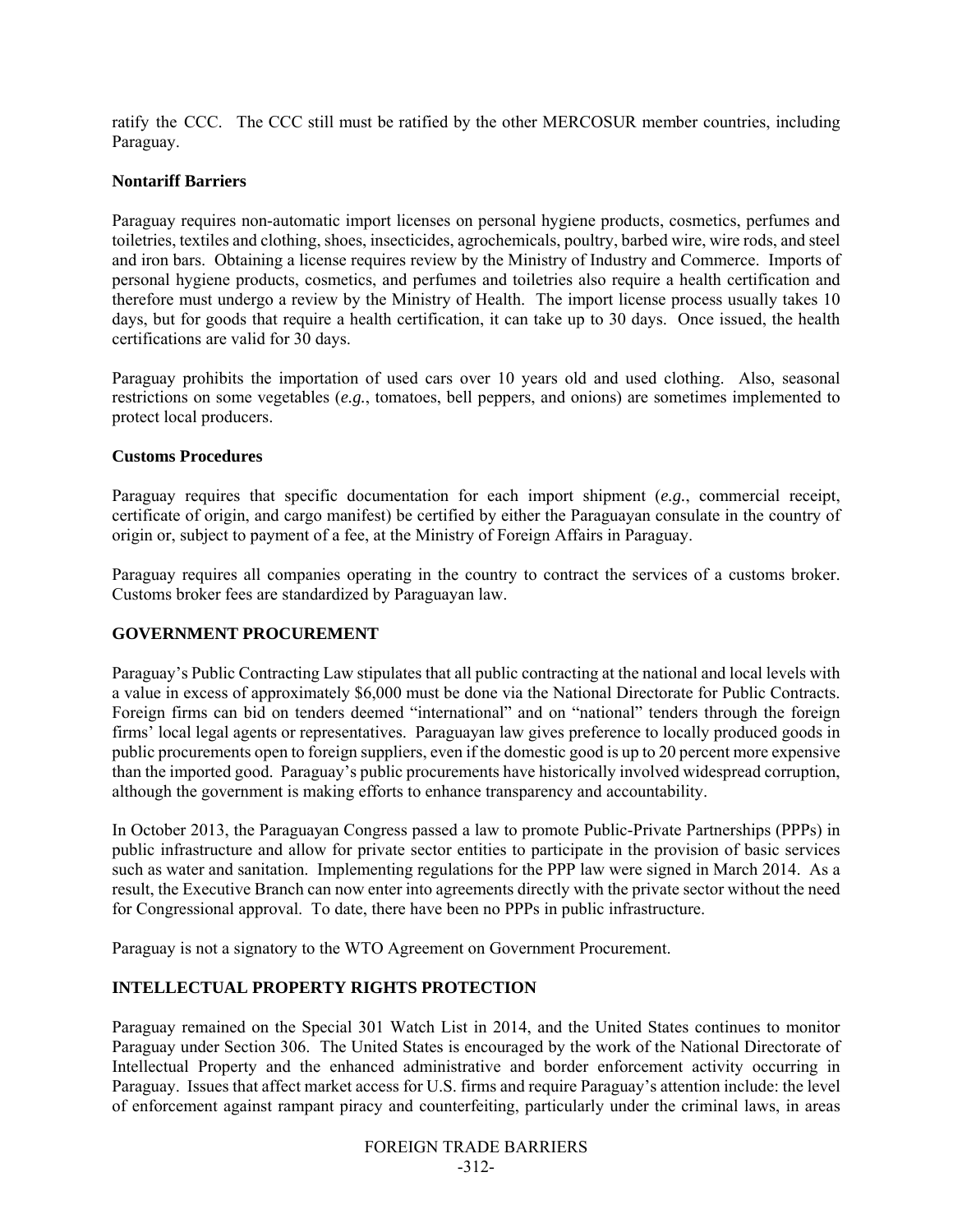ratify the CCC. The CCC still must be ratified by the other MERCOSUR member countries, including Paraguay.

**Nontariff Barriers**

Paraguay requires non-automatic import licenses on personal hygiene products, cosmetics, perfumes and toiletries, textiles and clothing, shoes, insecticides, agrochemicals, poultry, barbed wire, wire rods, and steel and iron bars. Obtaining a license requires review by the Ministry of Industry and Commerce. Imports of personal hygiene products, cosmetics, and perfumes and toiletries also require a health certification and therefore must undergo a review by the Ministry of Health. The import license process usually takes 10 days, but for goods that require a health certification, it can take up to 30 days. Once issued, the health certifications are valid for 30 days.

Paraguay prohibits the importation of used cars over 10 years old and used clothing. Also, seasonal restrictions on some vegetables (*e.g.*, tomatoes, bell peppers, and onions) are sometimes implemented to protect local producers.

**Customs Procedures**

Paraguay requires that specific documentation for each import shipment (*e.g.*, commercial receipt, certificate of origin, and cargo manifest) be certified by either the Paraguayan consulate in the country of origin or, subject to payment of a fee, at the Ministry of Foreign Affairs in Paraguay.

Paraguay requires all companies operating in the country to contract the services of a customs broker. Customs broker fees are standardized by Paraguayan law.

## GOVERNMENT PROCUREMENT

Paraguay's Public Contracting Law stipulates that all public contracting at the national and local levels with a value in excess of approximately $6,000 must be done via the National Directorate for Public Contracts. Foreign firms can bid on tenders deemed "international" and on "national" tenders through the foreign firms' local legal agents or representatives. Paraguayan law gives preference to locally produced goods in public procurements open to foreign suppliers, even if the domestic good is up to 20 percent more expensive than the imported good. Paraguay's public procurements have historically involved widespread corruption, although the government is making efforts to enhance transparency and accountability.

In October 2013, the Paraguayan Congress passed a law to promote Public-Private Partnerships (PPPs) in public infrastructure and allow for private sector entities to participate in the provision of basic services such as water and sanitation. Implementing regulations for the PPP law were signed in March 2014. As a result, the Executive Branch can now enter into agreements directly with the private sector without the need for Congressional approval. To date, there have been no PPPs in public infrastructure.

Paraguay is not a signatory to the WTO Agreement on Government Procurement.

## INTELLECTUAL PROPERTY RIGHTS PROTECTION

Paraguay remained on the Special 301 Watch List in 2014, and the United States continues to monitor Paraguay under Section 306. The United States is encouraged by the work of the National Directorate of Intellectual Property and the enhanced administrative and border enforcement activity occurring in Paraguay. Issues that affect market access for U.S. firms and require Paraguay's attention include: the level of enforcement against rampant piracy and counterfeiting, particularly under the criminal laws, in areas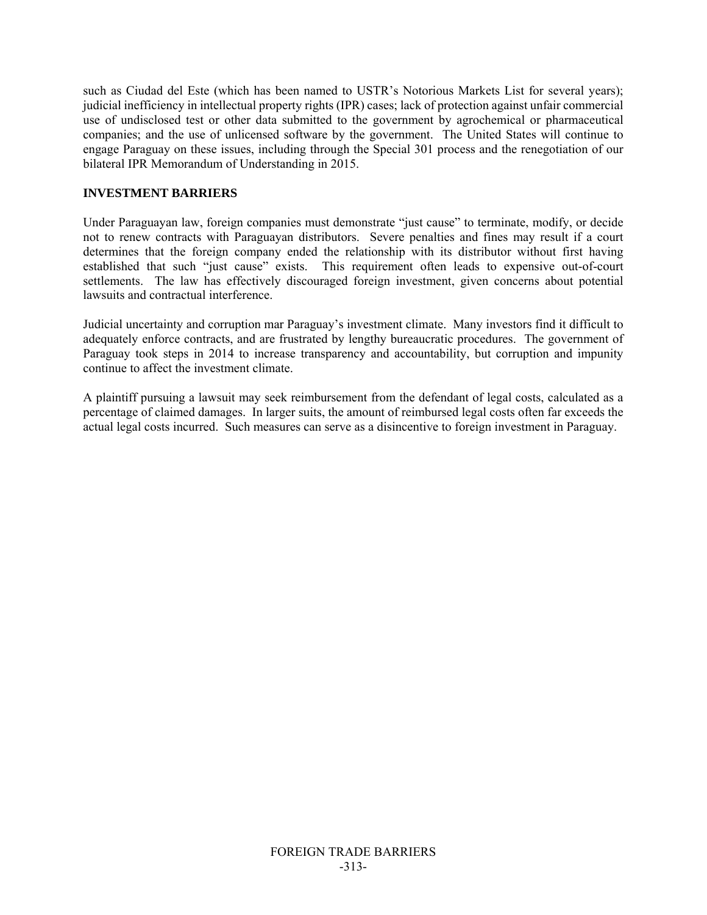such as Ciudad del Este (which has been named to USTR's Notorious Markets List for several years); judicial inefficiency in intellectual property rights (IPR) cases; lack of protection against unfair commercial use of undisclosed test or other data submitted to the government by agrochemical or pharmaceutical companies; and the use of unlicensed software by the government. The United States will continue to engage Paraguay on these issues, including through the Special 301 process and the renegotiation of our bilateral IPR Memorandum of Understanding in 2015.

## INVESTMENT BARRIERS

Under Paraguayan law, foreign companies must demonstrate "just cause" to terminate, modify, or decide not to renew contracts with Paraguayan distributors. Severe penalties and fines may result if a court determines that the foreign company ended the relationship with its distributor without first having established that such "just cause" exists. This requirement often leads to expensive out-of-court settlements. The law has effectively discouraged foreign investment, given concerns about potential lawsuits and contractual interference.

Judicial uncertainty and corruption mar Paraguay's investment climate. Many investors find it difficult to adequately enforce contracts, and are frustrated by lengthy bureaucratic procedures. The government of Paraguay took steps in 2014 to increase transparency and accountability, but corruption and impunity continue to affect the investment climate.

A plaintiff pursuing a lawsuit may seek reimbursement from the defendant of legal costs, calculated as a percentage of claimed damages. In larger suits, the amount of reimbursed legal costs often far exceeds the actual legal costs incurred. Such measures can serve as a disincentive to foreign investment in Paraguay.